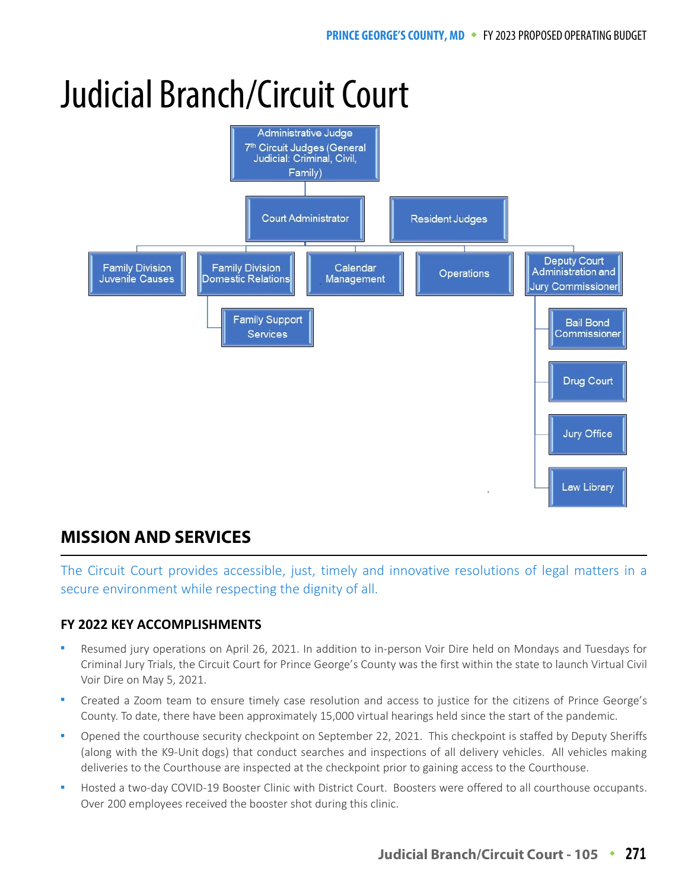# Judicial Branch/Circuit Court

- Administrative Judge
  - 7th Circuit Judges (General Judicial: Criminal, Civil, Family)
    - Court Administrator
      - Family Division Juvenile Causes
      - Family Division Domestic Relations
        - Family Support Services
      - Calendar Management
      - Operations
      - Deputy Court Administration and Jury Commissioner
        - Bail Bond Commissioner
        - Drug Court
        - Jury Office
        - Law Library
- Resident Judges

## MISSION AND SERVICES

The Circuit Court provides accessible, just, timely and innovative resolutions of legal matters in a secure environment while respecting the dignity of all.

### FY 2022 KEY ACCOMPLISHMENTS

- Resumed jury operations on April 26, 2021. In addition to in-person Voir Dire held on Mondays and Tuesdays for Criminal Jury Trials, the Circuit Court for Prince George's County was the first within the state to launch Virtual Civil Voir Dire on May 5, 2021.
- Created a Zoom team to ensure timely case resolution and access to justice for the citizens of Prince George's County. To date, there have been approximately 15,000 virtual hearings held since the start of the pandemic.
- Opened the courthouse security checkpoint on September 22, 2021. This checkpoint is staffed by Deputy Sheriffs (along with the K9-Unit dogs) that conduct searches and inspections of all delivery vehicles. All vehicles making deliveries to the Courthouse are inspected at the checkpoint prior to gaining access to the Courthouse.
- Hosted a two-day COVID-19 Booster Clinic with District Court. Boosters were offered to all courthouse occupants. Over 200 employees received the booster shot during this clinic.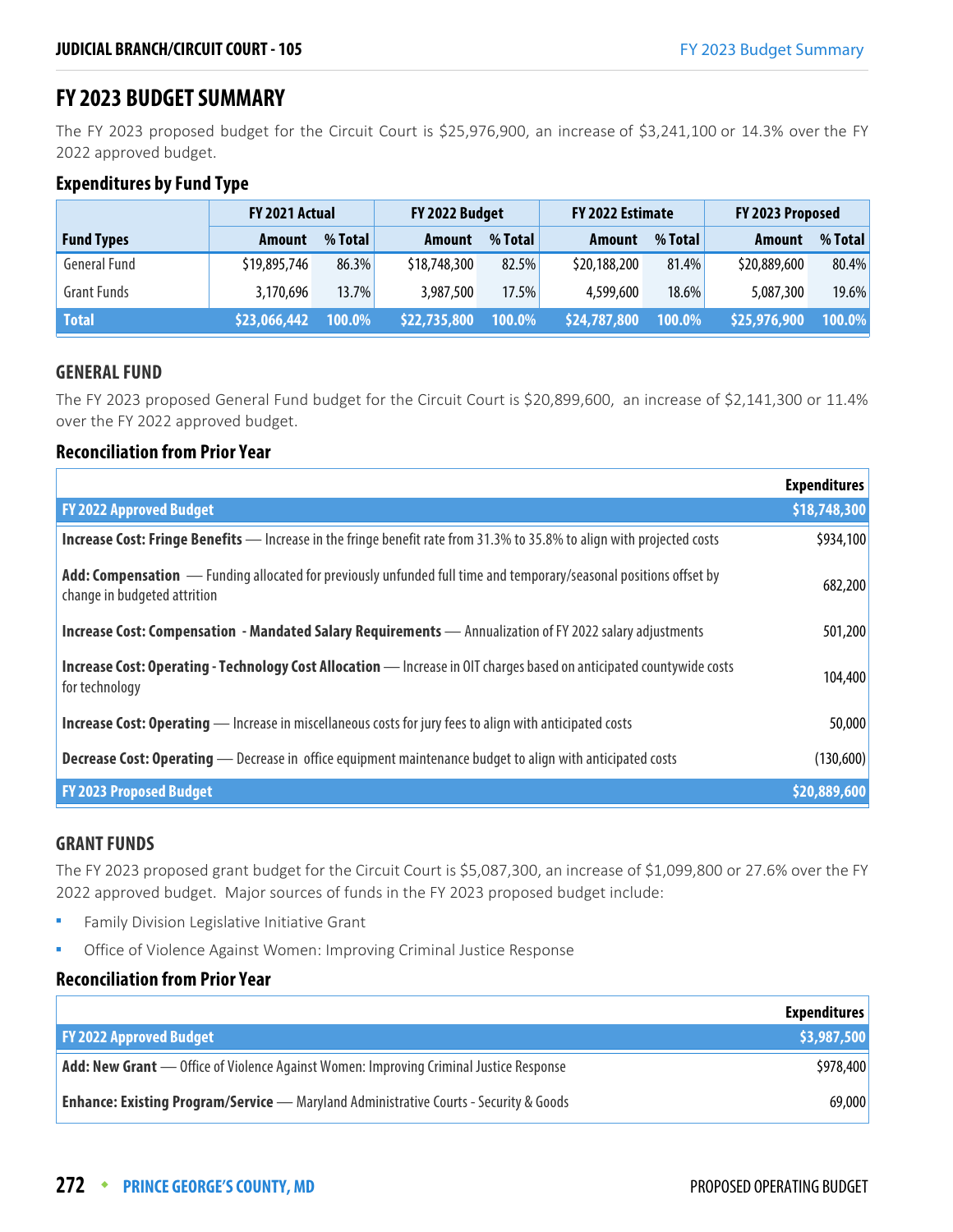# FY 2023 BUDGET SUMMARY

The FY 2023 proposed budget for the Circuit Court is $25,976,900, an increase of $3,241,100 or 14.3% over the FY 2022 approved budget.

### Expenditures by Fund Type

| | FY 2021 Actual | | FY 2022 Budget | | FY 2022 Estimate | | FY 2023 Proposed | |
|---|---|---|---|---|---|---|---|---|
| **Fund Types** | **Amount** | **% Total** | **Amount** | **% Total** | **Amount** | **% Total** | **Amount** | **% Total** |
| General Fund | $19,895,746 | 86.3% | $18,748,300 | 82.5% | $20,188,200 | 81.4% | $20,889,600 | 80.4% |
| Grant Funds | 3,170,696 | 13.7% | 3,987,500 | 17.5% | 4,599,600 | 18.6% | 5,087,300 | 19.6% |
| **Total** | **$23,066,442** | **100.0%** | **$22,735,800** | **100.0%** | **$24,787,800** | **100.0%** | **$25,976,900** | **100.0%** |

## GENERAL FUND

The FY 2023 proposed General Fund budget for the Circuit Court is $20,899,600, an increase of $2,141,300 or 11.4% over the FY 2022 approved budget.

### Reconciliation from Prior Year

| | Expenditures |
|---|---|
| **FY 2022 Approved Budget** | **$18,748,300** |
| **Increase Cost: Fringe Benefits** — Increase in the fringe benefit rate from 31.3% to 35.8% to align with projected costs | $934,100 |
| **Add: Compensation** — Funding allocated for previously unfunded full time and temporary/seasonal positions offset by change in budgeted attrition | 682,200 |
| **Increase Cost: Compensation - Mandated Salary Requirements** — Annualization of FY 2022 salary adjustments | 501,200 |
| **Increase Cost: Operating - Technology Cost Allocation** — Increase in OIT charges based on anticipated countywide costs for technology | 104,400 |
| **Increase Cost: Operating** — Increase in miscellaneous costs for jury fees to align with anticipated costs | 50,000 |
| **Decrease Cost: Operating** — Decrease in office equipment maintenance budget to align with anticipated costs | (130,600) |
| **FY 2023 Proposed Budget** | **$20,889,600** |

## GRANT FUNDS

The FY 2023 proposed grant budget for the Circuit Court is $5,087,300, an increase of $1,099,800 or 27.6% over the FY 2022 approved budget. Major sources of funds in the FY 2023 proposed budget include:

- Family Division Legislative Initiative Grant
- Office of Violence Against Women: Improving Criminal Justice Response

### Reconciliation from Prior Year

| | Expenditures |
|---|---|
| **FY 2022 Approved Budget** | **$3,987,500** |
| **Add: New Grant** — Office of Violence Against Women: Improving Criminal Justice Response | $978,400 |
| **Enhance: Existing Program/Service** — Maryland Administrative Courts - Security & Goods | 69,000 |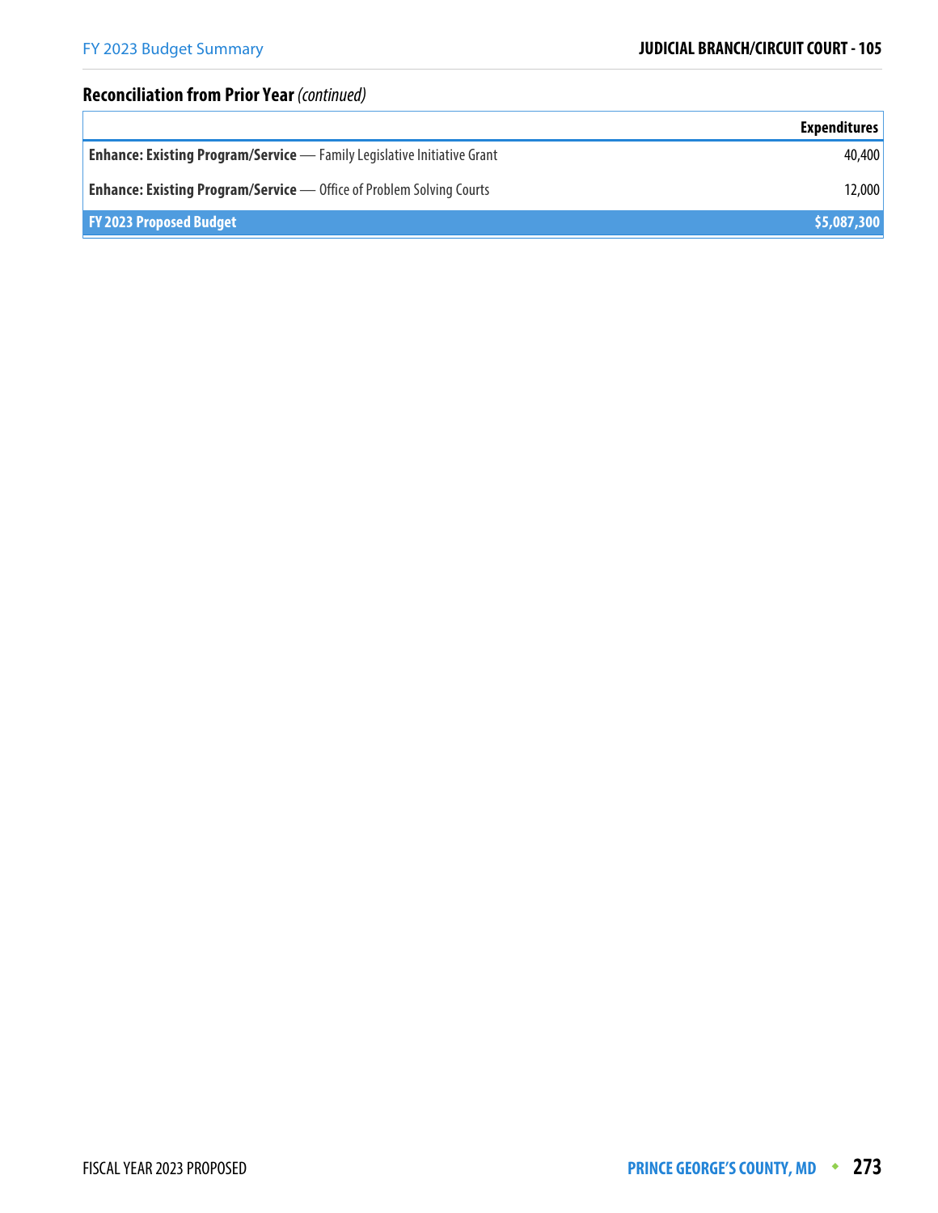## Reconciliation from Prior Year *(continued)*

| | Expenditures |
|---|---|
| **Enhance: Existing Program/Service** — Family Legislative Initiative Grant | 40,400 |
| **Enhance: Existing Program/Service** — Office of Problem Solving Courts | 12,000 |
| **FY 2023 Proposed Budget** | **$5,087,300** |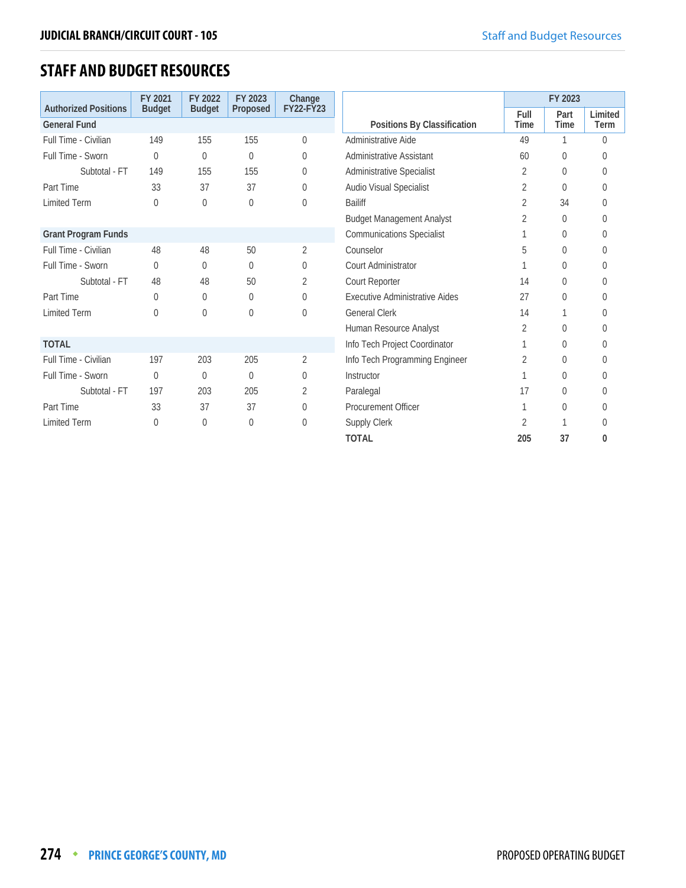## STAFF AND BUDGET RESOURCES

| Authorized Positions | FY 2021 Budget | FY 2022 Budget | FY 2023 Proposed | Change FY22-FY23 |
|---|---|---|---|---|
| **General Fund** | | | | |
| Full Time - Civilian | 149 | 155 | 155 | 0 |
| Full Time - Sworn | 0 | 0 | 0 | 0 |
| Subtotal - FT | 149 | 155 | 155 | 0 |
| Part Time | 33 | 37 | 37 | 0 |
| Limited Term | 0 | 0 | 0 | 0 |
| **Grant Program Funds** | | | | |
| Full Time - Civilian | 48 | 48 | 50 | 2 |
| Full Time - Sworn | 0 | 0 | 0 | 0 |
| Subtotal - FT | 48 | 48 | 50 | 2 |
| Part Time | 0 | 0 | 0 | 0 |
| Limited Term | 0 | 0 | 0 | 0 |
| **TOTAL** | | | | |
| Full Time - Civilian | 197 | 203 | 205 | 2 |
| Full Time - Sworn | 0 | 0 | 0 | 0 |
| Subtotal - FT | 197 | 203 | 205 | 2 |
| Part Time | 33 | 37 | 37 | 0 |
| Limited Term | 0 | 0 | 0 | 0 |

| Positions By Classification | FY 2023 | | |
|---|---|---|---|
| | Full Time | Part Time | Limited Term |
| Administrative Aide | 49 | 1 | 0 |
| Administrative Assistant | 60 | 0 | 0 |
| Administrative Specialist | 2 | 0 | 0 |
| Audio Visual Specialist | 2 | 0 | 0 |
| Bailiff | 2 | 34 | 0 |
| Budget Management Analyst | 2 | 0 | 0 |
| Communications Specialist | 1 | 0 | 0 |
| Counselor | 5 | 0 | 0 |
| Court Administrator | 1 | 0 | 0 |
| Court Reporter | 14 | 0 | 0 |
| Executive Administrative Aides | 27 | 0 | 0 |
| General Clerk | 14 | 1 | 0 |
| Human Resource Analyst | 2 | 0 | 0 |
| Info Tech Project Coordinator | 1 | 0 | 0 |
| Info Tech Programming Engineer | 2 | 0 | 0 |
| Instructor | 1 | 0 | 0 |
| Paralegal | 17 | 0 | 0 |
| Procurement Officer | 1 | 0 | 0 |
| Supply Clerk | 2 | 1 | 0 |
| **TOTAL** | **205** | **37** | **0** |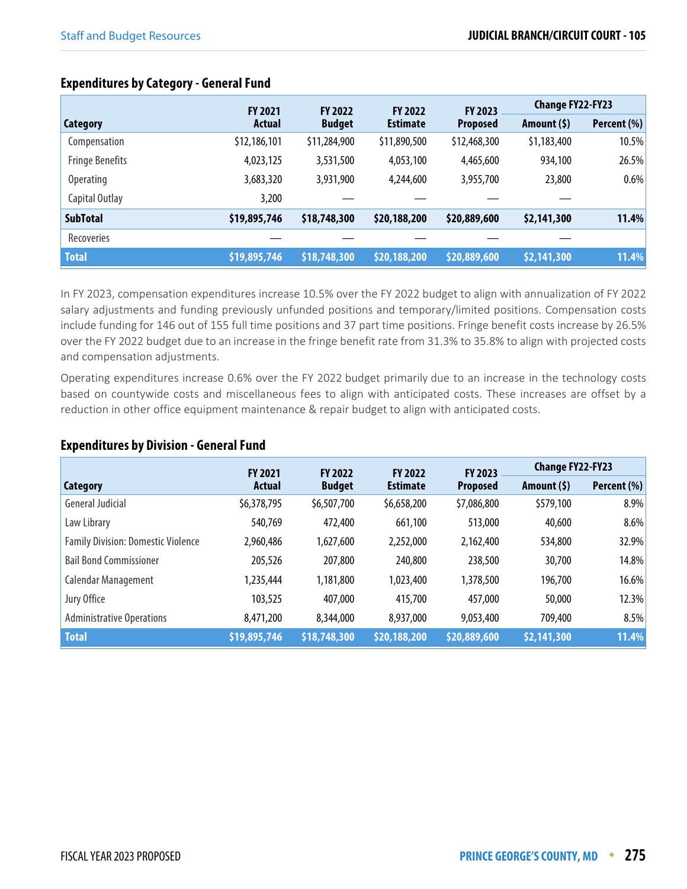### Expenditures by Category - General Fund

| Category | FY 2021 Actual | FY 2022 Budget | FY 2022 Estimate | FY 2023 Proposed | Change FY22-FY23 | |
|---|---|---|---|---|---|---|
| | | | | | Amount ($) | Percent (%) |
| Compensation | $12,186,101 | $11,284,900 | $11,890,500 | $12,468,300 | $1,183,400 | 10.5% |
| Fringe Benefits | 4,023,125 | 3,531,500 | 4,053,100 | 4,465,600 | 934,100 | 26.5% |
| Operating | 3,683,320 | 3,931,900 | 4,244,600 | 3,955,700 | 23,800 | 0.6% |
| Capital Outlay | 3,200 | — | — | — | — | |
| **SubTotal** | **$19,895,746** | **$18,748,300** | **$20,188,200** | **$20,889,600** | **$2,141,300** | **11.4%** |
| Recoveries | — | — | — | — | — | |
| **Total** | **$19,895,746** | **$18,748,300** | **$20,188,200** | **$20,889,600** | **$2,141,300** | **11.4%** |

In FY 2023, compensation expenditures increase 10.5% over the FY 2022 budget to align with annualization of FY 2022 salary adjustments and funding previously unfunded positions and temporary/limited positions. Compensation costs include funding for 146 out of 155 full time positions and 37 part time positions. Fringe benefit costs increase by 26.5% over the FY 2022 budget due to an increase in the fringe benefit rate from 31.3% to 35.8% to align with projected costs and compensation adjustments.

Operating expenditures increase 0.6% over the FY 2022 budget primarily due to an increase in the technology costs based on countywide costs and miscellaneous fees to align with anticipated costs. These increases are offset by a reduction in other office equipment maintenance & repair budget to align with anticipated costs.

### Expenditures by Division - General Fund

| Category | FY 2021 Actual | FY 2022 Budget | FY 2022 Estimate | FY 2023 Proposed | Change FY22-FY23 | |
|---|---|---|---|---|---|---|
| | | | | | Amount ($) | Percent (%) |
| General Judicial | $6,378,795 | $6,507,700 | $6,658,200 | $7,086,800 | $579,100 | 8.9% |
| Law Library | 540,769 | 472,400 | 661,100 | 513,000 | 40,600 | 8.6% |
| Family Division: Domestic Violence | 2,960,486 | 1,627,600 | 2,252,000 | 2,162,400 | 534,800 | 32.9% |
| Bail Bond Commissioner | 205,526 | 207,800 | 240,800 | 238,500 | 30,700 | 14.8% |
| Calendar Management | 1,235,444 | 1,181,800 | 1,023,400 | 1,378,500 | 196,700 | 16.6% |
| Jury Office | 103,525 | 407,000 | 415,700 | 457,000 | 50,000 | 12.3% |
| Administrative Operations | 8,471,200 | 8,344,000 | 8,937,000 | 9,053,400 | 709,400 | 8.5% |
| **Total** | **$19,895,746** | **$18,748,300** | **$20,188,200** | **$20,889,600** | **$2,141,300** | **11.4%** |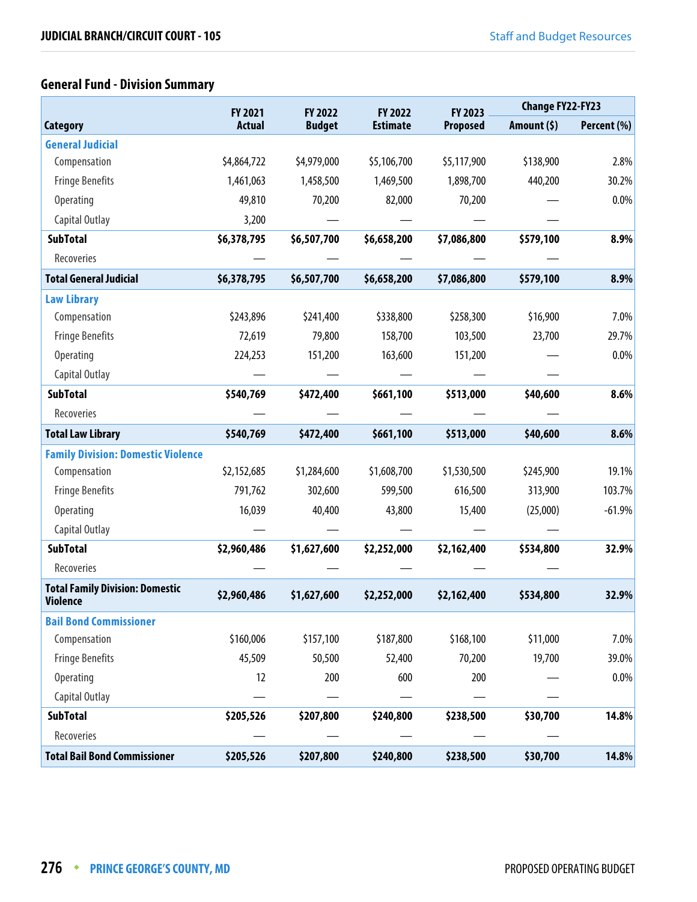## General Fund - Division Summary

| Category | FY 2021 Actual | FY 2022 Budget | FY 2022 Estimate | FY 2023 Proposed | Change FY22-FY23 | |
|---|---|---|---|---|---|---|
| | | | | | Amount ($) | Percent (%) |
| **General Judicial** | | | | | | |
| Compensation | $4,864,722 | $4,979,000 | $5,106,700 | $5,117,900 | $138,900 | 2.8% |
| Fringe Benefits | 1,461,063 | 1,458,500 | 1,469,500 | 1,898,700 | 440,200 | 30.2% |
| Operating | 49,810 | 70,200 | 82,000 | 70,200 | — | 0.0% |
| Capital Outlay | 3,200 | — | — | — | — | |
| **SubTotal** | **$6,378,795** | **$6,507,700** | **$6,658,200** | **$7,086,800** | **$579,100** | **8.9%** |
| Recoveries | — | — | — | — | — | |
| **Total General Judicial** | **$6,378,795** | **$6,507,700** | **$6,658,200** | **$7,086,800** | **$579,100** | **8.9%** |
| **Law Library** | | | | | | |
| Compensation | $243,896 | $241,400 | $338,800 | $258,300 | $16,900 | 7.0% |
| Fringe Benefits | 72,619 | 79,800 | 158,700 | 103,500 | 23,700 | 29.7% |
| Operating | 224,253 | 151,200 | 163,600 | 151,200 | — | 0.0% |
| Capital Outlay | — | — | — | — | — | |
| **SubTotal** | **$540,769** | **$472,400** | **$661,100** | **$513,000** | **$40,600** | **8.6%** |
| Recoveries | — | — | — | — | — | |
| **Total Law Library** | **$540,769** | **$472,400** | **$661,100** | **$513,000** | **$40,600** | **8.6%** |
| **Family Division: Domestic Violence** | | | | | | |
| Compensation | $2,152,685 | $1,284,600 | $1,608,700 | $1,530,500 | $245,900 | 19.1% |
| Fringe Benefits | 791,762 | 302,600 | 599,500 | 616,500 | 313,900 | 103.7% |
| Operating | 16,039 | 40,400 | 43,800 | 15,400 | (25,000) | -61.9% |
| Capital Outlay | — | — | — | — | — | |
| **SubTotal** | **$2,960,486** | **$1,627,600** | **$2,252,000** | **$2,162,400** | **$534,800** | **32.9%** |
| Recoveries | — | — | — | — | — | |
| **Total Family Division: Domestic Violence** | **$2,960,486** | **$1,627,600** | **$2,252,000** | **$2,162,400** | **$534,800** | **32.9%** |
| **Bail Bond Commissioner** | | | | | | |
| Compensation | $160,006 | $157,100 | $187,800 | $168,100 | $11,000 | 7.0% |
| Fringe Benefits | 45,509 | 50,500 | 52,400 | 70,200 | 19,700 | 39.0% |
| Operating | 12 | 200 | 600 | 200 | — | 0.0% |
| Capital Outlay | — | — | — | — | — | |
| **SubTotal** | **$205,526** | **$207,800** | **$240,800** | **$238,500** | **$30,700** | **14.8%** |
| Recoveries | — | — | — | — | — | |
| **Total Bail Bond Commissioner** | **$205,526** | **$207,800** | **$240,800** | **$238,500** | **$30,700** | **14.8%** |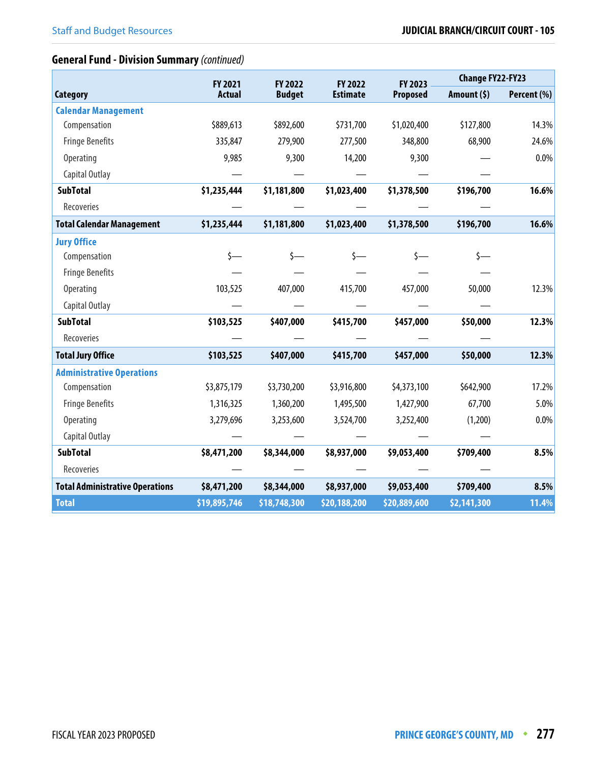## General Fund - Division Summary *(continued)*

| Category | FY 2021 Actual | FY 2022 Budget | FY 2022 Estimate | FY 2023 Proposed | Change FY22-FY23 | |
|---|---|---|---|---|---|---|
| | | | | | Amount ($) | Percent (%) |
| **Calendar Management** | | | | | | |
| Compensation | $889,613 | $892,600 | $731,700 | $1,020,400 | $127,800 | 14.3% |
| Fringe Benefits | 335,847 | 279,900 | 277,500 | 348,800 | 68,900 | 24.6% |
| Operating | 9,985 | 9,300 | 14,200 | 9,300 | — | 0.0% |
| Capital Outlay | — | — | — | — | — | |
| **SubTotal** | **$1,235,444** | **$1,181,800** | **$1,023,400** | **$1,378,500** | **$196,700** | **16.6%** |
| Recoveries | — | — | — | — | — | |
| **Total Calendar Management** | **$1,235,444** | **$1,181,800** | **$1,023,400** | **$1,378,500** | **$196,700** | **16.6%** |
| **Jury Office** | | | | | | |
| Compensation | $— | $— | $— | $— | $— | |
| Fringe Benefits | — | — | — | — | — | |
| Operating | 103,525 | 407,000 | 415,700 | 457,000 | 50,000 | 12.3% |
| Capital Outlay | — | — | — | — | — | |
| **SubTotal** | **$103,525** | **$407,000** | **$415,700** | **$457,000** | **$50,000** | **12.3%** |
| Recoveries | — | — | — | — | — | |
| **Total Jury Office** | **$103,525** | **$407,000** | **$415,700** | **$457,000** | **$50,000** | **12.3%** |
| **Administrative Operations** | | | | | | |
| Compensation | $3,875,179 | $3,730,200 | $3,916,800 | $4,373,100 | $642,900 | 17.2% |
| Fringe Benefits | 1,316,325 | 1,360,200 | 1,495,500 | 1,427,900 | 67,700 | 5.0% |
| Operating | 3,279,696 | 3,253,600 | 3,524,700 | 3,252,400 | (1,200) | 0.0% |
| Capital Outlay | — | — | — | — | — | |
| **SubTotal** | **$8,471,200** | **$8,344,000** | **$8,937,000** | **$9,053,400** | **$709,400** | **8.5%** |
| Recoveries | — | — | — | — | — | |
| **Total Administrative Operations** | **$8,471,200** | **$8,344,000** | **$8,937,000** | **$9,053,400** | **$709,400** | **8.5%** |
| **Total** | **$19,895,746** | **$18,748,300** | **$20,188,200** | **$20,889,600** | **$2,141,300** | **11.4%** |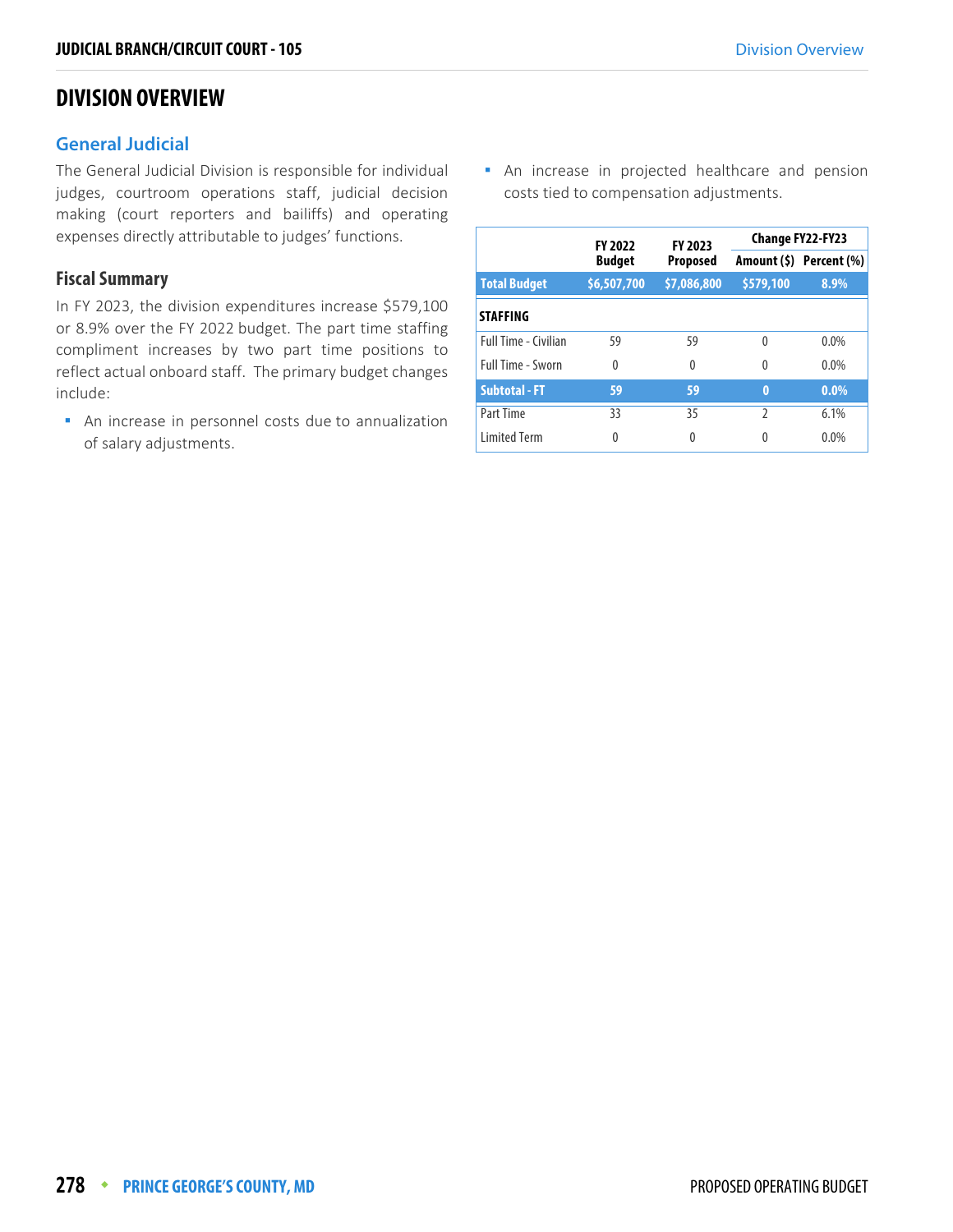# DIVISION OVERVIEW

## General Judicial

The General Judicial Division is responsible for individual judges, courtroom operations staff, judicial decision making (court reporters and bailiffs) and operating expenses directly attributable to judges' functions.

### Fiscal Summary

In FY 2023, the division expenditures increase $579,100 or 8.9% over the FY 2022 budget. The part time staffing compliment increases by two part time positions to reflect actual onboard staff. The primary budget changes include:

- An increase in personnel costs due to annualization of salary adjustments.
- An increase in projected healthcare and pension costs tied to compensation adjustments.

| | FY 2022 Budget | FY 2023 Proposed | Change FY22-FY23 | |
|---|---|---|---|---|
| | | | Amount ($) | Percent (%) |
| **Total Budget** | **$6,507,700** | **$7,086,800** | **$579,100** | **8.9%** |
| **STAFFING** | | | | |
| Full Time - Civilian | 59 | 59 | 0 | 0.0% |
| Full Time - Sworn | 0 | 0 | 0 | 0.0% |
| **Subtotal - FT** | **59** | **59** | **0** | **0.0%** |
| Part Time | 33 | 35 | 2 | 6.1% |
| Limited Term | 0 | 0 | 0 | 0.0% |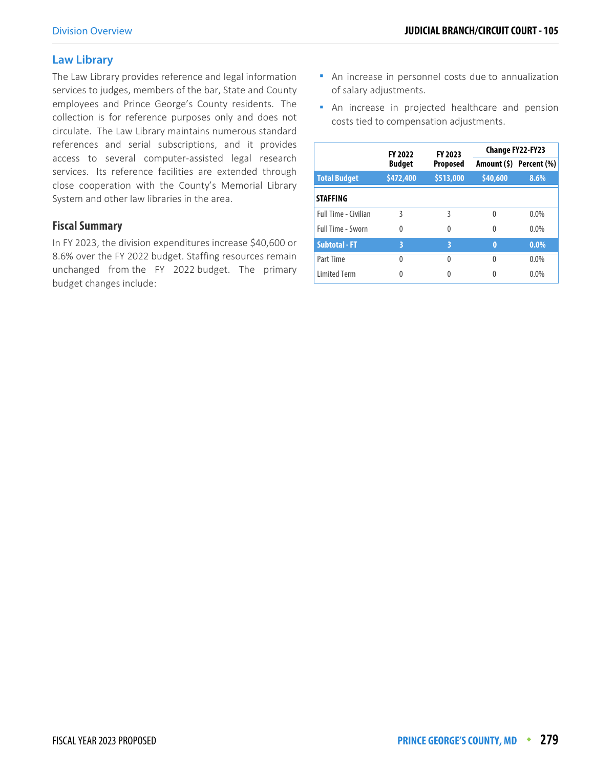## Law Library

The Law Library provides reference and legal information services to judges, members of the bar, State and County employees and Prince George's County residents. The collection is for reference purposes only and does not circulate. The Law Library maintains numerous standard references and serial subscriptions, and it provides access to several computer-assisted legal research services. Its reference facilities are extended through close cooperation with the County's Memorial Library System and other law libraries in the area.

### Fiscal Summary

In FY 2023, the division expenditures increase $40,600 or 8.6% over the FY 2022 budget. Staffing resources remain unchanged from the FY 2022 budget. The primary budget changes include:

- An increase in personnel costs due to annualization of salary adjustments.
- An increase in projected healthcare and pension costs tied to compensation adjustments.

| | FY 2022 Budget | FY 2023 Proposed | Change FY22-FY23 | |
|---|---|---|---|---|
| | | | Amount ($) | Percent (%) |
| **Total Budget** | **$472,400** | **$513,000** | **$40,600** | **8.6%** |
| **STAFFING** | | | | |
| Full Time - Civilian | 3 | 3 | 0 | 0.0% |
| Full Time - Sworn | 0 | 0 | 0 | 0.0% |
| **Subtotal - FT** | **3** | **3** | **0** | **0.0%** |
| Part Time | 0 | 0 | 0 | 0.0% |
| Limited Term | 0 | 0 | 0 | 0.0% |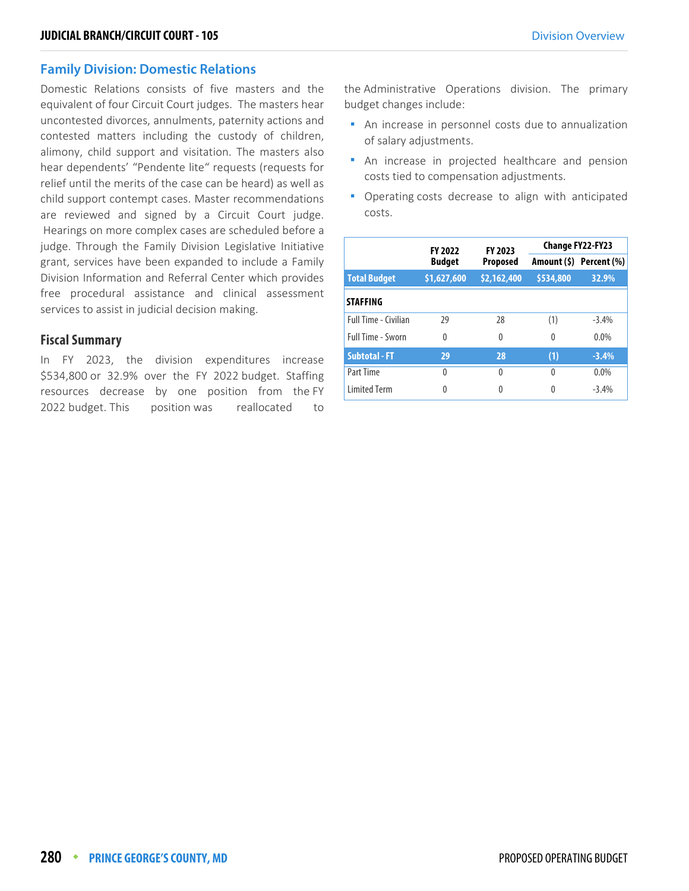## Family Division: Domestic Relations

Domestic Relations consists of five masters and the equivalent of four Circuit Court judges. The masters hear uncontested divorces, annulments, paternity actions and contested matters including the custody of children, alimony, child support and visitation. The masters also hear dependents' "Pendente lite" requests (requests for relief until the merits of the case can be heard) as well as child support contempt cases. Master recommendations are reviewed and signed by a Circuit Court judge. Hearings on more complex cases are scheduled before a judge. Through the Family Division Legislative Initiative grant, services have been expanded to include a Family Division Information and Referral Center which provides free procedural assistance and clinical assessment services to assist in judicial decision making.

### Fiscal Summary

In FY 2023, the division expenditures increase $534,800 or 32.9% over the FY 2022 budget. Staffing resources decrease by one position from the FY 2022 budget. This position was reallocated to the Administrative Operations division. The primary budget changes include:

- An increase in personnel costs due to annualization of salary adjustments.
- An increase in projected healthcare and pension costs tied to compensation adjustments.
- Operating costs decrease to align with anticipated costs.

| | FY 2022 Budget | FY 2023 Proposed | Change FY22-FY23 | |
|---|---|---|---|---|
| | | | Amount ($) | Percent (%) |
| **Total Budget** | **$1,627,600** | **$2,162,400** | **$534,800** | **32.9%** |
| **STAFFING** | | | | |
| Full Time - Civilian | 29 | 28 | (1) | -3.4% |
| Full Time - Sworn | 0 | 0 | 0 | 0.0% |
| **Subtotal - FT** | **29** | **28** | **(1)** | **-3.4%** |
| Part Time | 0 | 0 | 0 | 0.0% |
| Limited Term | 0 | 0 | 0 | -3.4% |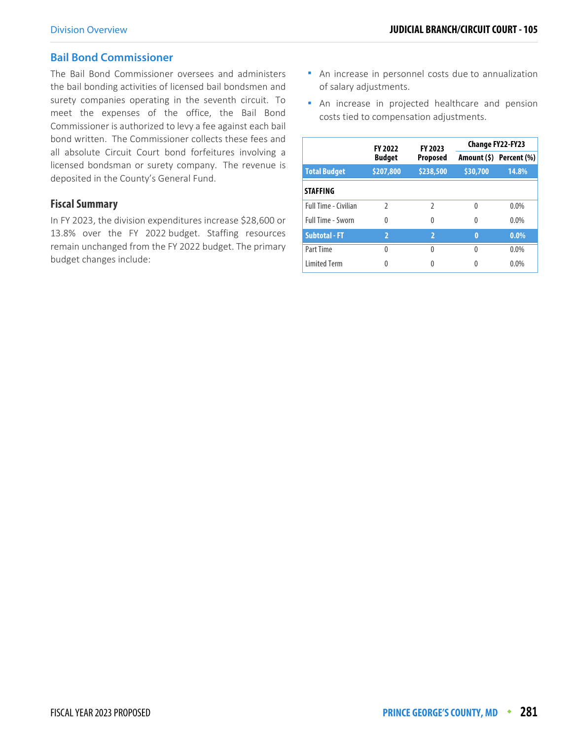## Bail Bond Commissioner

The Bail Bond Commissioner oversees and administers the bail bonding activities of licensed bail bondsmen and surety companies operating in the seventh circuit. To meet the expenses of the office, the Bail Bond Commissioner is authorized to levy a fee against each bail bond written. The Commissioner collects these fees and all absolute Circuit Court bond forfeitures involving a licensed bondsman or surety company. The revenue is deposited in the County's General Fund.

### Fiscal Summary

In FY 2023, the division expenditures increase $28,600 or 13.8% over the FY 2022 budget. Staffing resources remain unchanged from the FY 2022 budget. The primary budget changes include:

- An increase in personnel costs due to annualization of salary adjustments.
- An increase in projected healthcare and pension costs tied to compensation adjustments.

| | FY 2022 Budget | FY 2023 Proposed | Change FY22-FY23 | |
|---|---|---|---|---|
| | | | Amount ($) | Percent (%) |
| **Total Budget** | **$207,800** | **$238,500** | **$30,700** | **14.8%** |
| **STAFFING** | | | | |
| Full Time - Civilian | 2 | 2 | 0 | 0.0% |
| Full Time - Sworn | 0 | 0 | 0 | 0.0% |
| **Subtotal - FT** | **2** | **2** | **0** | **0.0%** |
| Part Time | 0 | 0 | 0 | 0.0% |
| Limited Term | 0 | 0 | 0 | 0.0% |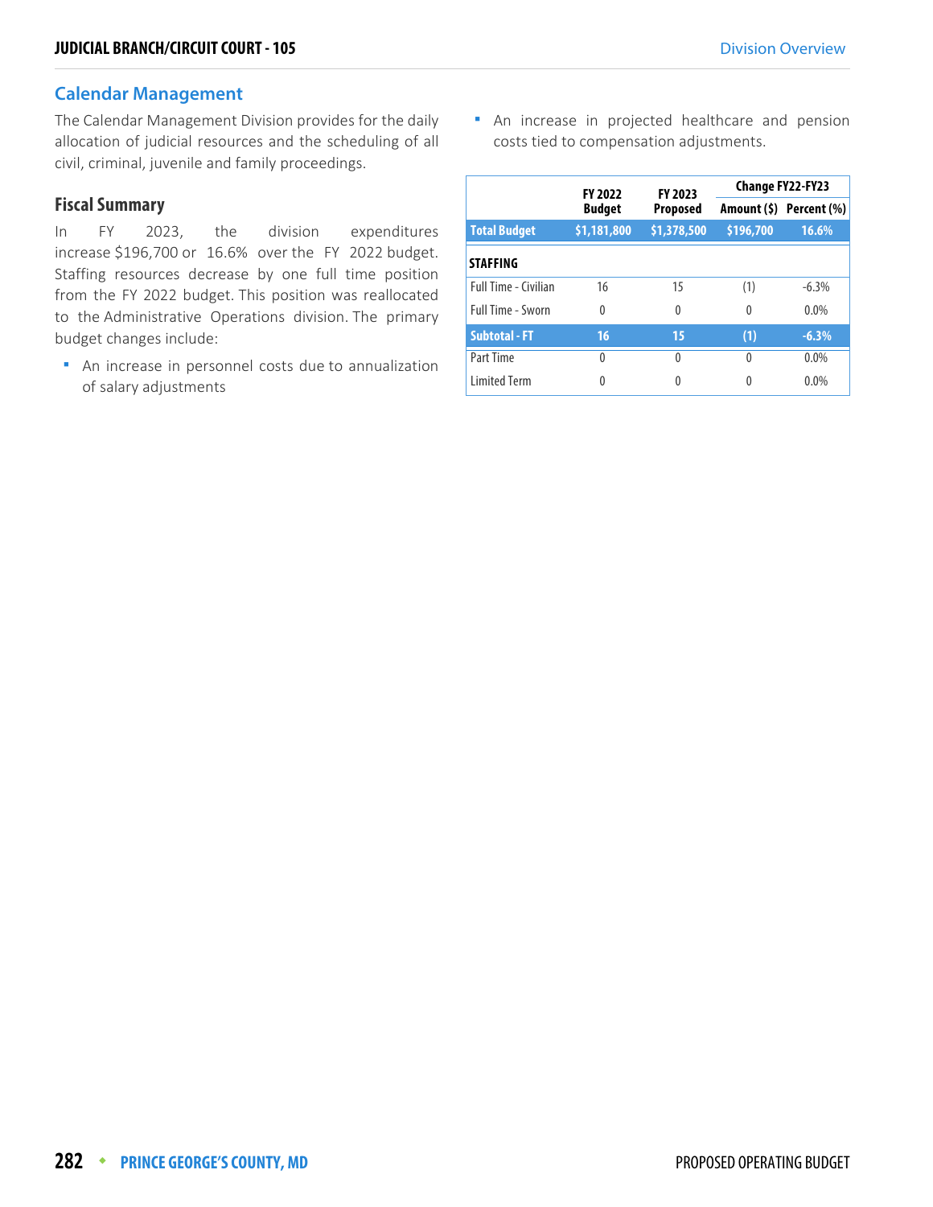## Calendar Management

The Calendar Management Division provides for the daily allocation of judicial resources and the scheduling of all civil, criminal, juvenile and family proceedings.

### Fiscal Summary

In FY 2023, the division expenditures increase $196,700 or 16.6% over the FY 2022 budget. Staffing resources decrease by one full time position from the FY 2022 budget. This position was reallocated to the Administrative Operations division. The primary budget changes include:

- An increase in personnel costs due to annualization of salary adjustments
- An increase in projected healthcare and pension costs tied to compensation adjustments.

| | FY 2022 Budget | FY 2023 Proposed | Change FY22-FY23 | |
|---|---|---|---|---|
| | | | Amount ($) | Percent (%) |
| **Total Budget** | **$1,181,800** | **$1,378,500** | **$196,700** | **16.6%** |
| **STAFFING** | | | | |
| Full Time - Civilian | 16 | 15 | (1) | -6.3% |
| Full Time - Sworn | 0 | 0 | 0 | 0.0% |
| **Subtotal - FT** | **16** | **15** | **(1)** | **-6.3%** |
| Part Time | 0 | 0 | 0 | 0.0% |
| Limited Term | 0 | 0 | 0 | 0.0% |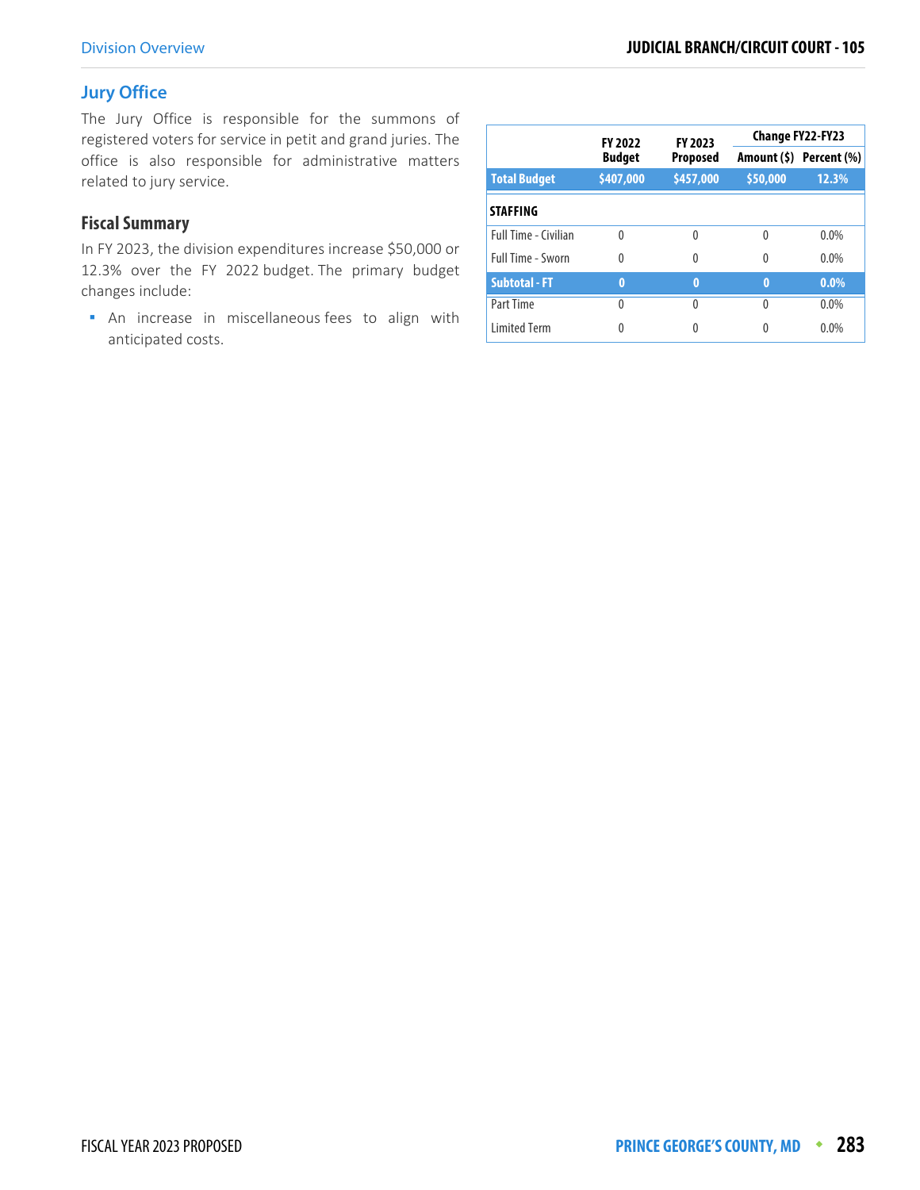## Jury Office

The Jury Office is responsible for the summons of registered voters for service in petit and grand juries. The office is also responsible for administrative matters related to jury service.

### Fiscal Summary

In FY 2023, the division expenditures increase $50,000 or 12.3% over the FY 2022 budget. The primary budget changes include:

- An increase in miscellaneous fees to align with anticipated costs.

| | FY 2022 Budget | FY 2023 Proposed | Change FY22-FY23 | |
|---|---|---|---|---|
| | | | Amount ($) | Percent (%) |
| **Total Budget** | **$407,000** | **$457,000** | **$50,000** | **12.3%** |
| **STAFFING** | | | | |
| Full Time - Civilian | 0 | 0 | 0 | 0.0% |
| Full Time - Sworn | 0 | 0 | 0 | 0.0% |
| **Subtotal - FT** | **0** | **0** | **0** | **0.0%** |
| Part Time | 0 | 0 | 0 | 0.0% |
| Limited Term | 0 | 0 | 0 | 0.0% |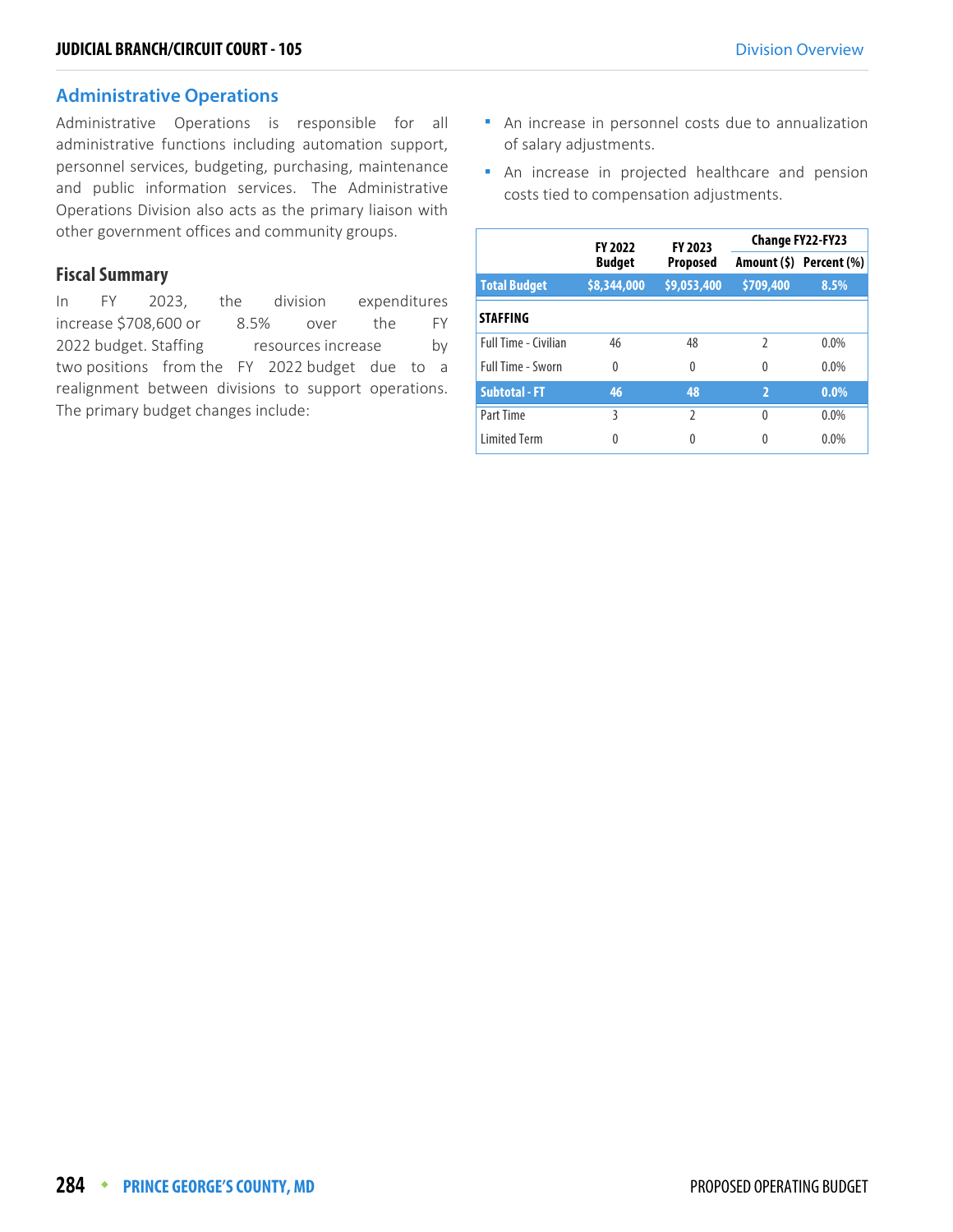## Administrative Operations

Administrative Operations is responsible for all administrative functions including automation support, personnel services, budgeting, purchasing, maintenance and public information services. The Administrative Operations Division also acts as the primary liaison with other government offices and community groups.

### Fiscal Summary

In FY 2023, the division expenditures increase $708,600 or 8.5% over the FY 2022 budget. Staffing resources increase by two positions from the FY 2022 budget due to a realignment between divisions to support operations. The primary budget changes include:

- An increase in personnel costs due to annualization of salary adjustments.
- An increase in projected healthcare and pension costs tied to compensation adjustments.

| | FY 2022 Budget | FY 2023 Proposed | Change FY22-FY23 | |
|---|---|---|---|---|
| | | | Amount ($) | Percent (%) |
| **Total Budget** | **$8,344,000** | **$9,053,400** | **$709,400** | **8.5%** |
| **STAFFING** | | | | |
| Full Time - Civilian | 46 | 48 | 2 | 0.0% |
| Full Time - Sworn | 0 | 0 | 0 | 0.0% |
| **Subtotal - FT** | **46** | **48** | **2** | **0.0%** |
| Part Time | 3 | 2 | 0 | 0.0% |
| Limited Term | 0 | 0 | 0 | 0.0% |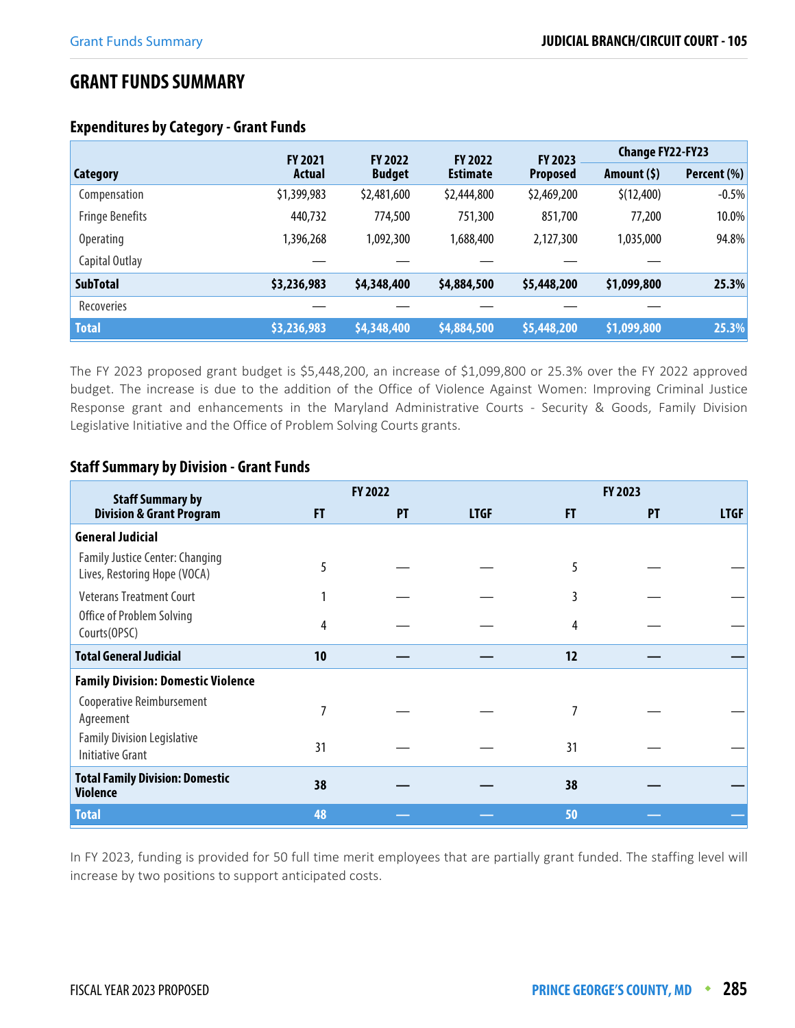## GRANT FUNDS SUMMARY

### Expenditures by Category - Grant Funds

| Category | FY 2021 Actual | FY 2022 Budget | FY 2022 Estimate | FY 2023 Proposed | Change FY22-FY23 Amount ($) | Change FY22-FY23 Percent (%) |
|---|---|---|---|---|---|---|
| Compensation | $1,399,983 | $2,481,600 | $2,444,800 | $2,469,200 | $(12,400) | -0.5% |
| Fringe Benefits | 440,732 | 774,500 | 751,300 | 851,700 | 77,200 | 10.0% |
| Operating | 1,396,268 | 1,092,300 | 1,688,400 | 2,127,300 | 1,035,000 | 94.8% |
| Capital Outlay | — | — | — | — | — | |
| **SubTotal** | **$3,236,983** | **$4,348,400** | **$4,884,500** | **$5,448,200** | **$1,099,800** | **25.3%** |
| Recoveries | — | — | — | — | — | |
| **Total** | **$3,236,983** | **$4,348,400** | **$4,884,500** | **$5,448,200** | **$1,099,800** | **25.3%** |

The FY 2023 proposed grant budget is $5,448,200, an increase of $1,099,800 or 25.3% over the FY 2022 approved budget. The increase is due to the addition of the Office of Violence Against Women: Improving Criminal Justice Response grant and enhancements in the Maryland Administrative Courts - Security & Goods, Family Division Legislative Initiative and the Office of Problem Solving Courts grants.

### Staff Summary by Division - Grant Funds

| Staff Summary by Division & Grant Program | FY 2022 FT | FY 2022 PT | FY 2022 LTGF | FY 2023 FT | FY 2023 PT | FY 2023 LTGF |
|---|---|---|---|---|---|---|
| **General Judicial** | | | | | | |
| Family Justice Center: Changing Lives, Restoring Hope (VOCA) | 5 | — | — | 5 | — | — |
| Veterans Treatment Court | 1 | — | — | 3 | — | — |
| Office of Problem Solving Courts(OPSC) | 4 | — | — | 4 | — | — |
| **Total General Judicial** | **10** | **—** | **—** | **12** | **—** | **—** |
| **Family Division: Domestic Violence** | | | | | | |
| Cooperative Reimbursement Agreement | 7 | — | — | 7 | — | — |
| Family Division Legislative Initiative Grant | 31 | — | — | 31 | — | — |
| **Total Family Division: Domestic Violence** | **38** | **—** | **—** | **38** | **—** | **—** |
| **Total** | **48** | **—** | **—** | **50** | **—** | **—** |

In FY 2023, funding is provided for 50 full time merit employees that are partially grant funded. The staffing level will increase by two positions to support anticipated costs.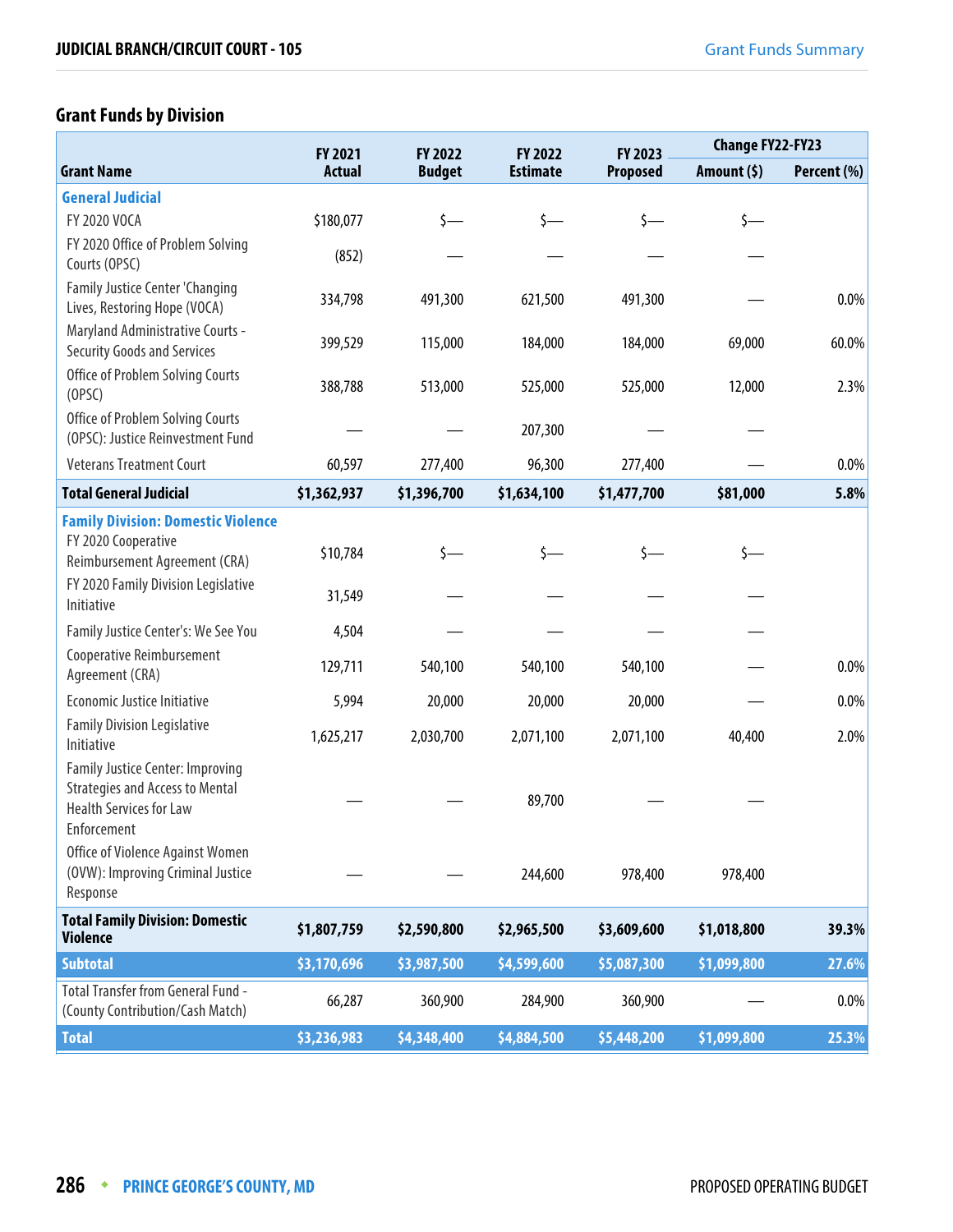## Grant Funds by Division

| Grant Name | FY 2021 Actual | FY 2022 Budget | FY 2022 Estimate | FY 2023 Proposed | Change FY22-FY23 Amount ($) | Change FY22-FY23 Percent (%) |
|---|---|---|---|---|---|---|
| **General Judicial** | | | | | | |
| FY 2020 VOCA | $180,077 | $— | $— | $— | $— | |
| FY 2020 Office of Problem Solving Courts (OPSC) | (852) | — | — | — | — | |
| Family Justice Center 'Changing Lives, Restoring Hope (VOCA) | 334,798 | 491,300 | 621,500 | 491,300 | — | 0.0% |
| Maryland Administrative Courts - Security Goods and Services | 399,529 | 115,000 | 184,000 | 184,000 | 69,000 | 60.0% |
| Office of Problem Solving Courts (OPSC) | 388,788 | 513,000 | 525,000 | 525,000 | 12,000 | 2.3% |
| Office of Problem Solving Courts (OPSC): Justice Reinvestment Fund | — | — | 207,300 | — | — | |
| Veterans Treatment Court | 60,597 | 277,400 | 96,300 | 277,400 | — | 0.0% |
| **Total General Judicial** | **$1,362,937** | **$1,396,700** | **$1,634,100** | **$1,477,700** | **$81,000** | **5.8%** |
| **Family Division: Domestic Violence** | | | | | | |
| FY 2020 Cooperative Reimbursement Agreement (CRA) | $10,784 | $— | $— | $— | $— | |
| FY 2020 Family Division Legislative Initiative | 31,549 | — | — | — | — | |
| Family Justice Center's: We See You | 4,504 | — | — | — | — | |
| Cooperative Reimbursement Agreement (CRA) | 129,711 | 540,100 | 540,100 | 540,100 | — | 0.0% |
| Economic Justice Initiative | 5,994 | 20,000 | 20,000 | 20,000 | — | 0.0% |
| Family Division Legislative Initiative | 1,625,217 | 2,030,700 | 2,071,100 | 2,071,100 | 40,400 | 2.0% |
| Family Justice Center: Improving Strategies and Access to Mental Health Services for Law Enforcement | — | — | 89,700 | — | — | |
| Office of Violence Against Women (OVW): Improving Criminal Justice Response | — | — | 244,600 | 978,400 | 978,400 | |
| **Total Family Division: Domestic Violence** | **$1,807,759** | **$2,590,800** | **$2,965,500** | **$3,609,600** | **$1,018,800** | **39.3%** |
| **Subtotal** | **$3,170,696** | **$3,987,500** | **$4,599,600** | **$5,087,300** | **$1,099,800** | **27.6%** |
| Total Transfer from General Fund - (County Contribution/Cash Match) | 66,287 | 360,900 | 284,900 | 360,900 | — | 0.0% |
| **Total** | **$3,236,983** | **$4,348,400** | **$4,884,500** | **$5,448,200** | **$1,099,800** | **25.3%** |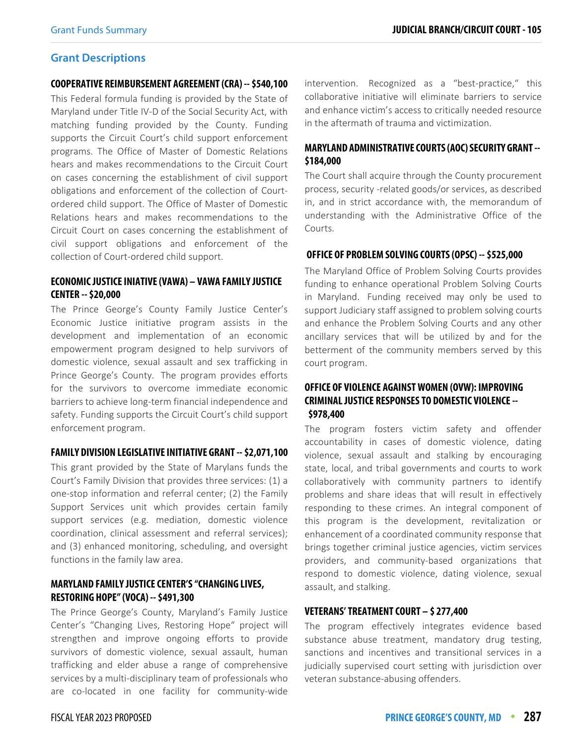## Grant Descriptions

### COOPERATIVE REIMBURSEMENT AGREEMENT (CRA) -- $540,100

This Federal formula funding is provided by the State of Maryland under Title IV-D of the Social Security Act, with matching funding provided by the County. Funding supports the Circuit Court's child support enforcement programs. The Office of Master of Domestic Relations hears and makes recommendations to the Circuit Court on cases concerning the establishment of civil support obligations and enforcement of the collection of Court-ordered child support. The Office of Master of Domestic Relations hears and makes recommendations to the Circuit Court on cases concerning the establishment of civil support obligations and enforcement of the collection of Court-ordered child support.

### ECONOMIC JUSTICE INIATIVE (VAWA) – VAWA FAMILY JUSTICE CENTER -- $20,000

The Prince George's County Family Justice Center's Economic Justice initiative program assists in the development and implementation of an economic empowerment program designed to help survivors of domestic violence, sexual assault and sex trafficking in Prince George's County. The program provides efforts for the survivors to overcome immediate economic barriers to achieve long-term financial independence and safety. Funding supports the Circuit Court's child support enforcement program.

### FAMILY DIVISION LEGISLATIVE INITIATIVE GRANT -- $2,071,100

This grant provided by the State of Marylans funds the Court's Family Division that provides three services: (1) a one-stop information and referral center; (2) the Family Support Services unit which provides certain family support services (e.g. mediation, domestic violence coordination, clinical assessment and referral services); and (3) enhanced monitoring, scheduling, and oversight functions in the family law area.

### MARYLAND FAMILY JUSTICE CENTER'S "CHANGING LIVES, RESTORING HOPE" (VOCA) -- $491,300

The Prince George's County, Maryland's Family Justice Center's "Changing Lives, Restoring Hope" project will strengthen and improve ongoing efforts to provide survivors of domestic violence, sexual assault, human trafficking and elder abuse a range of comprehensive services by a multi-disciplinary team of professionals who are co-located in one facility for community-wide intervention. Recognized as a "best-practice," this collaborative initiative will eliminate barriers to service and enhance victim's access to critically needed resource in the aftermath of trauma and victimization.

### MARYLAND ADMINISTRATIVE COURTS (AOC) SECURITY GRANT -- $184,000

The Court shall acquire through the County procurement process, security -related goods/or services, as described in, and in strict accordance with, the memorandum of understanding with the Administrative Office of the Courts.

### OFFICE OF PROBLEM SOLVING COURTS (OPSC) -- $525,000

The Maryland Office of Problem Solving Courts provides funding to enhance operational Problem Solving Courts in Maryland. Funding received may only be used to support Judiciary staff assigned to problem solving courts and enhance the Problem Solving Courts and any other ancillary services that will be utilized by and for the betterment of the community members served by this court program.

### OFFICE OF VIOLENCE AGAINST WOMEN (OVW): IMPROVING CRIMINAL JUSTICE RESPONSES TO DOMESTIC VIOLENCE -- $978,400

The program fosters victim safety and offender accountability in cases of domestic violence, dating violence, sexual assault and stalking by encouraging state, local, and tribal governments and courts to work collaboratively with community partners to identify problems and share ideas that will result in effectively responding to these crimes. An integral component of this program is the development, revitalization or enhancement of a coordinated community response that brings together criminal justice agencies, victim services providers, and community-based organizations that respond to domestic violence, dating violence, sexual assault, and stalking.

### VETERANS' TREATMENT COURT – $ 277,400

The program effectively integrates evidence based substance abuse treatment, mandatory drug testing, sanctions and incentives and transitional services in a judicially supervised court setting with jurisdiction over veteran substance-abusing offenders.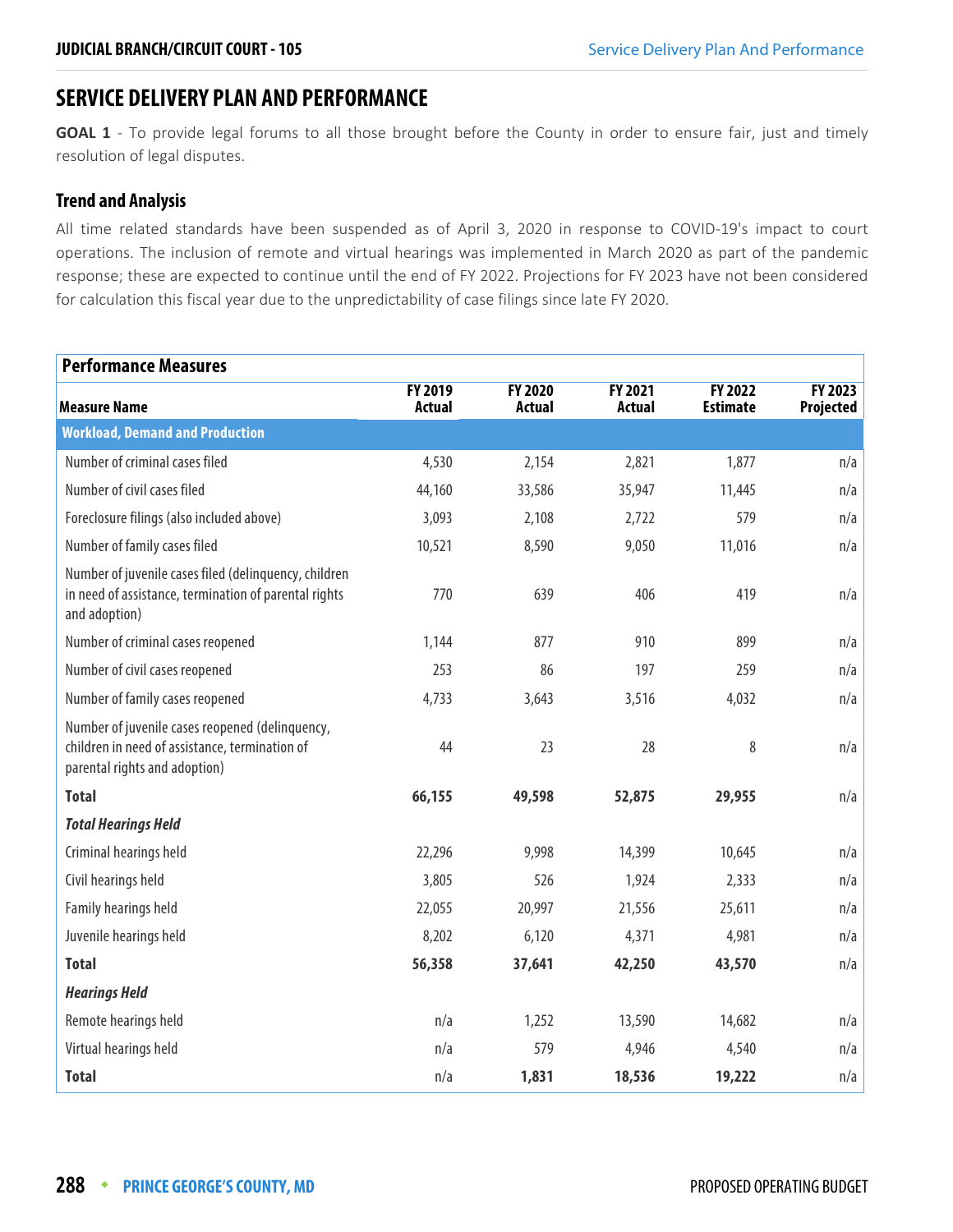# SERVICE DELIVERY PLAN AND PERFORMANCE

**GOAL 1** - To provide legal forums to all those brought before the County in order to ensure fair, just and timely resolution of legal disputes.

### Trend and Analysis

All time related standards have been suspended as of April 3, 2020 in response to COVID-19's impact to court operations. The inclusion of remote and virtual hearings was implemented in March 2020 as part of the pandemic response; these are expected to continue until the end of FY 2022. Projections for FY 2023 have not been considered for calculation this fiscal year due to the unpredictability of case filings since late FY 2020.

| Performance Measures | | | | | |
|---|---|---|---|---|---|
| **Measure Name** | **FY 2019 Actual** | **FY 2020 Actual** | **FY 2021 Actual** | **FY 2022 Estimate** | **FY 2023 Projected** |
| **Workload, Demand and Production** | | | | | |
| Number of criminal cases filed | 4,530 | 2,154 | 2,821 | 1,877 | n/a |
| Number of civil cases filed | 44,160 | 33,586 | 35,947 | 11,445 | n/a |
| Foreclosure filings (also included above) | 3,093 | 2,108 | 2,722 | 579 | n/a |
| Number of family cases filed | 10,521 | 8,590 | 9,050 | 11,016 | n/a |
| Number of juvenile cases filed (delinquency, children in need of assistance, termination of parental rights and adoption) | 770 | 639 | 406 | 419 | n/a |
| Number of criminal cases reopened | 1,144 | 877 | 910 | 899 | n/a |
| Number of civil cases reopened | 253 | 86 | 197 | 259 | n/a |
| Number of family cases reopened | 4,733 | 3,643 | 3,516 | 4,032 | n/a |
| Number of juvenile cases reopened (delinquency, children in need of assistance, termination of parental rights and adoption) | 44 | 23 | 28 | 8 | n/a |
| **Total** | **66,155** | **49,598** | **52,875** | **29,955** | n/a |
| ***Total Hearings Held*** | | | | | |
| Criminal hearings held | 22,296 | 9,998 | 14,399 | 10,645 | n/a |
| Civil hearings held | 3,805 | 526 | 1,924 | 2,333 | n/a |
| Family hearings held | 22,055 | 20,997 | 21,556 | 25,611 | n/a |
| Juvenile hearings held | 8,202 | 6,120 | 4,371 | 4,981 | n/a |
| **Total** | **56,358** | **37,641** | **42,250** | **43,570** | n/a |
| ***Hearings Held*** | | | | | |
| Remote hearings held | n/a | 1,252 | 13,590 | 14,682 | n/a |
| Virtual hearings held | n/a | 579 | 4,946 | 4,540 | n/a |
| **Total** | n/a | **1,831** | **18,536** | **19,222** | n/a |